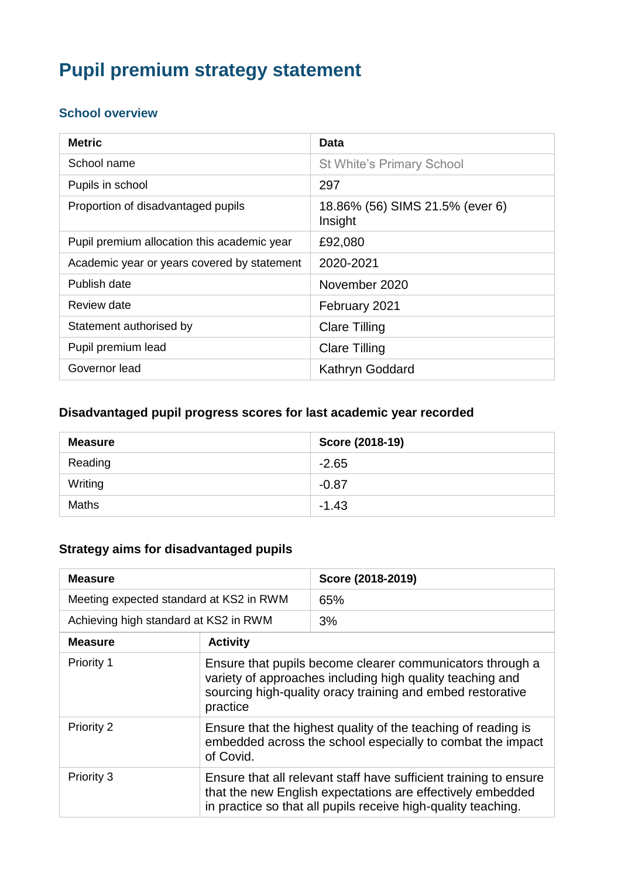# Pupil premium strategy statement

## School overview

| Metric | Data |
|---|---|
| School name | St White's Primary School |
| Pupils in school | 297 |
| Proportion of disadvantaged pupils | 18.86% (56) SIMS 21.5% (ever 6) Insight |
| Pupil premium allocation this academic year | £92,080 |
| Academic year or years covered by statement | 2020-2021 |
| Publish date | November 2020 |
| Review date | February 2021 |
| Statement authorised by | Clare Tilling |
| Pupil premium lead | Clare Tilling |
| Governor lead | Kathryn Goddard |

### Disadvantaged pupil progress scores for last academic year recorded

| Measure | Score (2018-19) |
|---|---|
| Reading | -2.65 |
| Writing | -0.87 |
| Maths | -1.43 |

### Strategy aims for disadvantaged pupils

| Measure | Score (2018-2019) |
|---|---|
| Meeting expected standard at KS2 in RWM | 65% |
| Achieving high standard at KS2 in RWM | 3% |

| Measure | Activity |
|---|---|
| Priority 1 | Ensure that pupils become clearer communicators through a variety of approaches including high quality teaching and sourcing high-quality oracy training and embed restorative practice |
| Priority 2 | Ensure that the highest quality of the teaching of reading is embedded across the school especially to combat the impact of Covid. |
| Priority 3 | Ensure that all relevant staff have sufficient training to ensure that the new English expectations are effectively embedded in practice so that all pupils receive high-quality teaching. |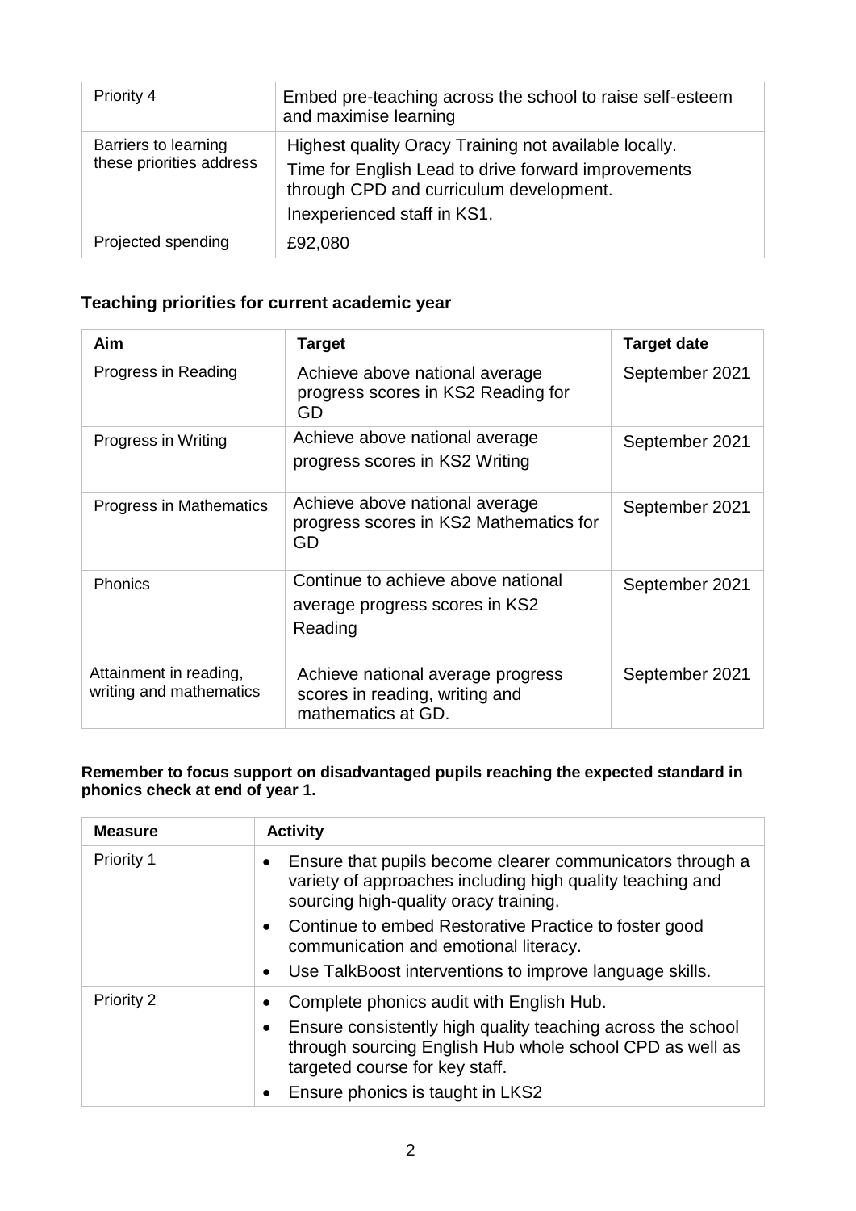| Priority 4 | Embed pre-teaching across the school to raise self-esteem and maximise learning |
|---|---|
| Barriers to learning these priorities address | Highest quality Oracy Training not available locally.<br>Time for English Lead to drive forward improvements through CPD and curriculum development.<br>Inexperienced staff in KS1. |
| Projected spending | £92,080 |

## Teaching priorities for current academic year

| Aim | Target | Target date |
|---|---|---|
| Progress in Reading | Achieve above national average progress scores in KS2 Reading for GD | September 2021 |
| Progress in Writing | Achieve above national average progress scores in KS2 Writing | September 2021 |
| Progress in Mathematics | Achieve above national average progress scores in KS2 Mathematics for GD | September 2021 |
| Phonics | Continue to achieve above national average progress scores in KS2 Reading | September 2021 |
| Attainment in reading, writing and mathematics | Achieve national average progress scores in reading, writing and mathematics at GD. | September 2021 |

**Remember to focus support on disadvantaged pupils reaching the expected standard in phonics check at end of year 1.**

| Measure | Activity |
|---|---|
| Priority 1 | • Ensure that pupils become clearer communicators through a variety of approaches including high quality teaching and sourcing high-quality oracy training.<br>• Continue to embed Restorative Practice to foster good communication and emotional literacy.<br>• Use TalkBoost interventions to improve language skills. |
| Priority 2 | • Complete phonics audit with English Hub.<br>• Ensure consistently high quality teaching across the school through sourcing English Hub whole school CPD as well as targeted course for key staff.<br>• Ensure phonics is taught in LKS2 |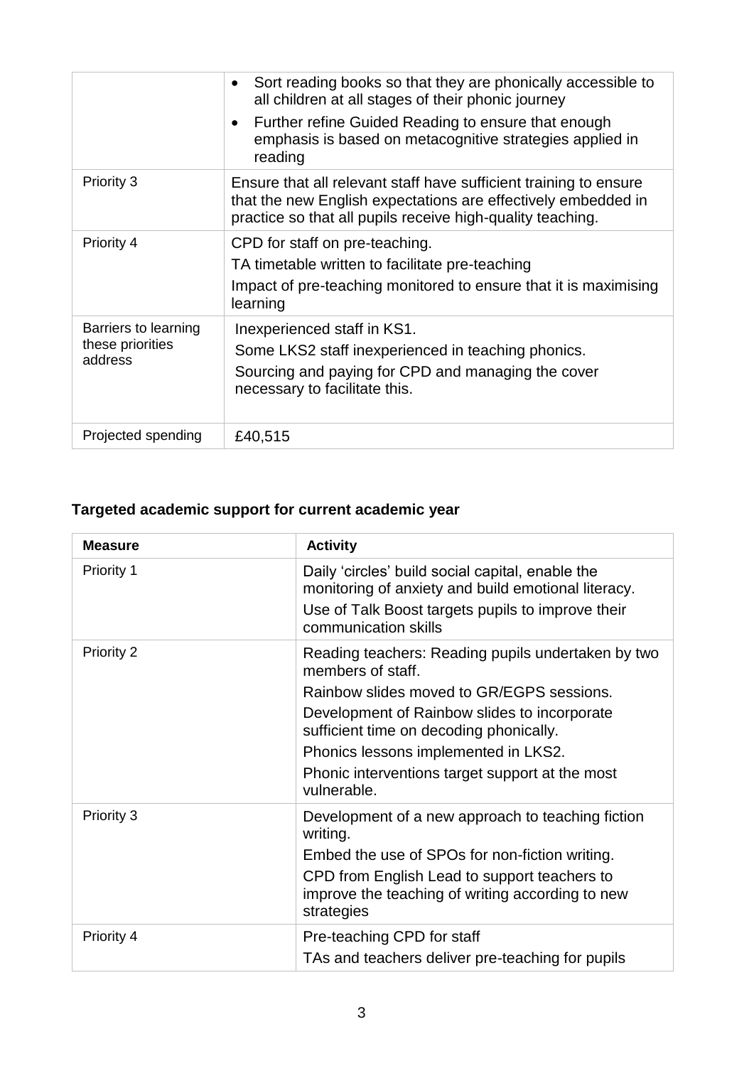| | |
|---|---|
| | • Sort reading books so that they are phonically accessible to all children at all stages of their phonic journey<br>• Further refine Guided Reading to ensure that enough emphasis is based on metacognitive strategies applied in reading |
| Priority 3 | Ensure that all relevant staff have sufficient training to ensure that the new English expectations are effectively embedded in practice so that all pupils receive high-quality teaching. |
| Priority 4 | CPD for staff on pre-teaching.<br>TA timetable written to facilitate pre-teaching<br>Impact of pre-teaching monitored to ensure that it is maximising learning |
| Barriers to learning these priorities address | Inexperienced staff in KS1.<br>Some LKS2 staff inexperienced in teaching phonics.<br>Sourcing and paying for CPD and managing the cover necessary to facilitate this. |
| Projected spending | £40,515 |

## Targeted academic support for current academic year

| Measure | Activity |
|---|---|
| Priority 1 | Daily 'circles' build social capital, enable the monitoring of anxiety and build emotional literacy.<br>Use of Talk Boost targets pupils to improve their communication skills |
| Priority 2 | Reading teachers: Reading pupils undertaken by two members of staff.<br>Rainbow slides moved to GR/EGPS sessions.<br>Development of Rainbow slides to incorporate sufficient time on decoding phonically.<br>Phonics lessons implemented in LKS2.<br>Phonic interventions target support at the most vulnerable. |
| Priority 3 | Development of a new approach to teaching fiction writing.<br>Embed the use of SPOs for non-fiction writing.<br>CPD from English Lead to support teachers to improve the teaching of writing according to new strategies |
| Priority 4 | Pre-teaching CPD for staff<br>TAs and teachers deliver pre-teaching for pupils |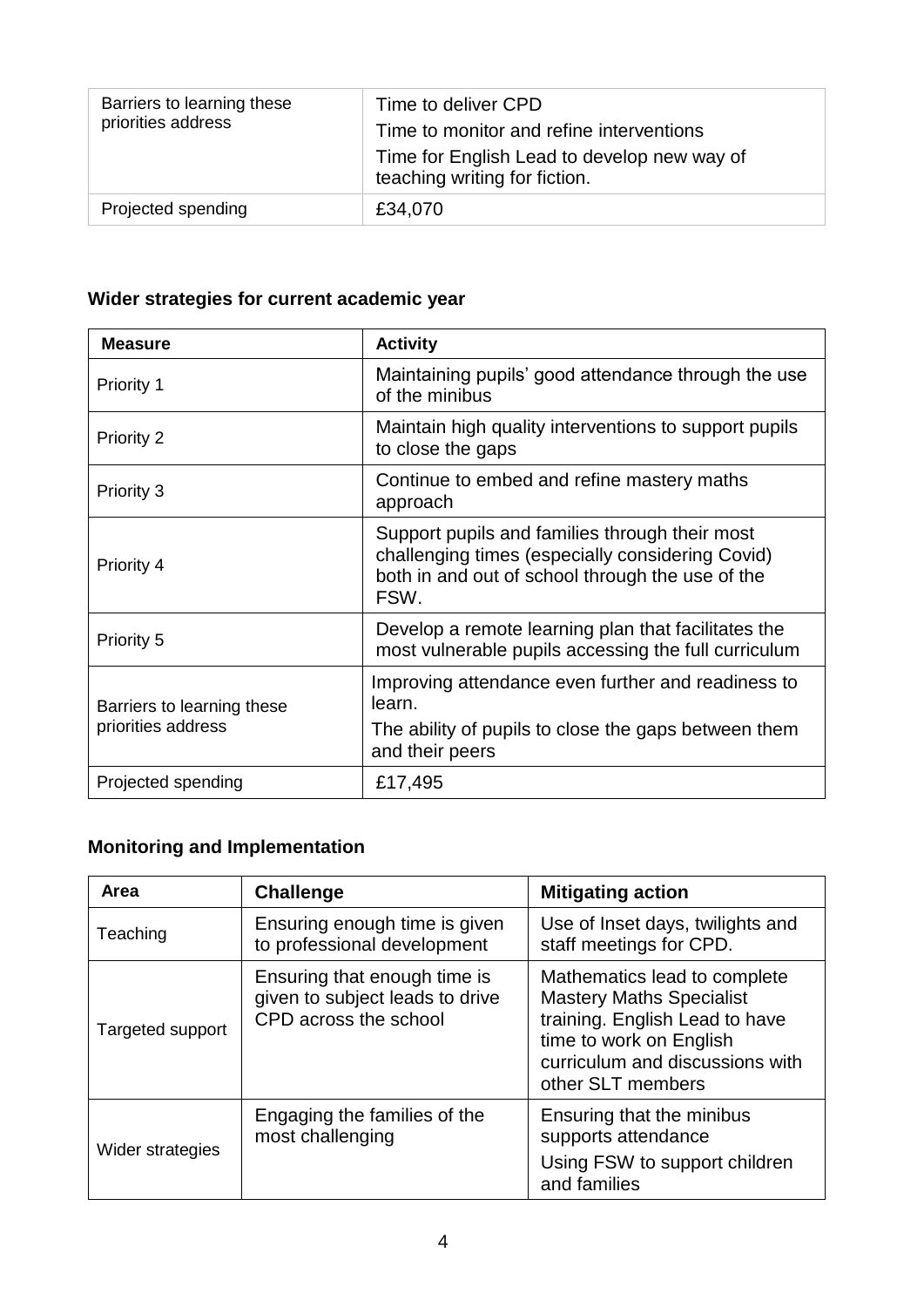| Barriers to learning these priorities address | Time to deliver CPD<br>Time to monitor and refine interventions<br>Time for English Lead to develop new way of teaching writing for fiction. |
|---|---|
| Projected spending | £34,070 |

## Wider strategies for current academic year

| Measure | Activity |
|---|---|
| Priority 1 | Maintaining pupils' good attendance through the use of the minibus |
| Priority 2 | Maintain high quality interventions to support pupils to close the gaps |
| Priority 3 | Continue to embed and refine mastery maths approach |
| Priority 4 | Support pupils and families through their most challenging times (especially considering Covid) both in and out of school through the use of the FSW. |
| Priority 5 | Develop a remote learning plan that facilitates the most vulnerable pupils accessing the full curriculum |
| Barriers to learning these priorities address | Improving attendance even further and readiness to learn.<br>The ability of pupils to close the gaps between them and their peers |
| Projected spending | £17,495 |

## Monitoring and Implementation

| Area | Challenge | Mitigating action |
|---|---|---|
| Teaching | Ensuring enough time is given to professional development | Use of Inset days, twilights and staff meetings for CPD. |
| Targeted support | Ensuring that enough time is given to subject leads to drive CPD across the school | Mathematics lead to complete Mastery Maths Specialist training. English Lead to have time to work on English curriculum and discussions with other SLT members |
| Wider strategies | Engaging the families of the most challenging | Ensuring that the minibus supports attendance<br>Using FSW to support children and families |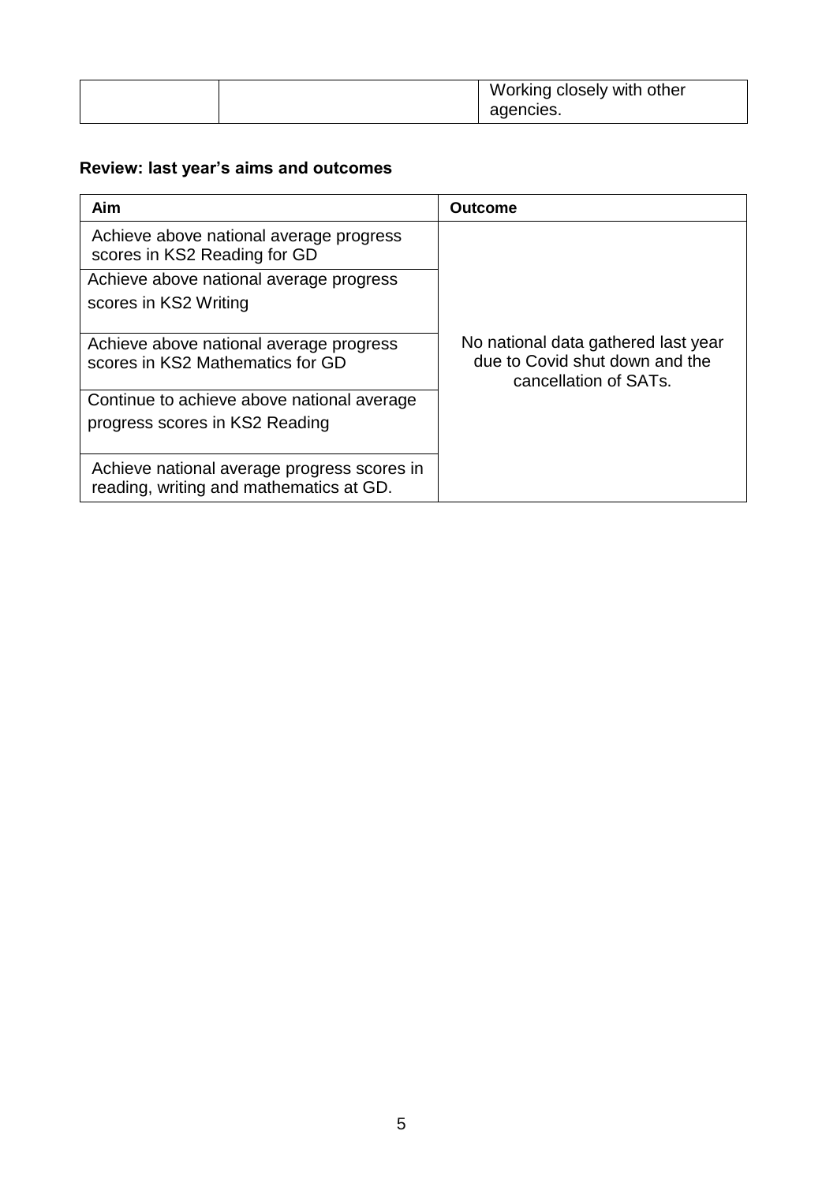| | | |
|---|---|---|
| | | Working closely with other agencies. |

**Review: last year's aims and outcomes**

| Aim | Outcome |
|---|---|
| Achieve above national average progress scores in KS2 Reading for GD | No national data gathered last year due to Covid shut down and the cancellation of SATs. |
| Achieve above national average progress scores in KS2 Writing | |
| Achieve above national average progress scores in KS2 Mathematics for GD | |
| Continue to achieve above national average progress scores in KS2 Reading | |
| Achieve national average progress scores in reading, writing and mathematics at GD. | |